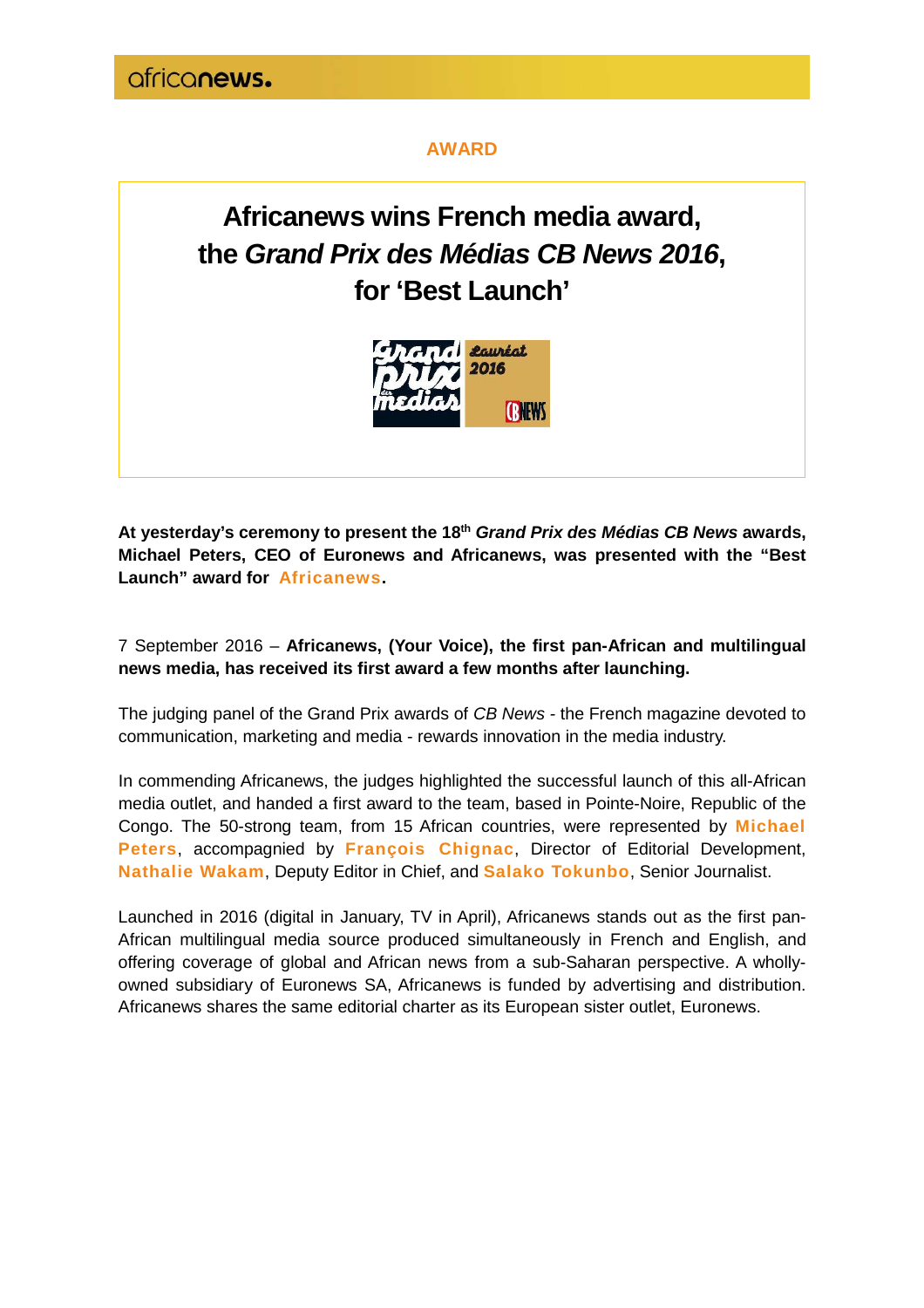africanews.

**AWARD**

# Africanews wins French media award, the *Grand Prix des Médias CB News 2016*, for 'Best Launch'

**At yesterday's ceremony to present the 18th *Grand Prix des Médias CB News* awards, Michael Peters, CEO of Euronews and Africanews, was presented with the "Best Launch" award for Africanews.**

7 September 2016 – **Africanews, (Your Voice), the first pan-African and multilingual news media, has received its first award a few months after launching.**

The judging panel of the Grand Prix awards of *CB News* - the French magazine devoted to communication, marketing and media - rewards innovation in the media industry.

In commending Africanews, the judges highlighted the successful launch of this all-African media outlet, and handed a first award to the team, based in Pointe-Noire, Republic of the Congo. The 50-strong team, from 15 African countries, were represented by **Michael Peters**, accompagnied by **François Chignac**, Director of Editorial Development, **Nathalie Wakam**, Deputy Editor in Chief, and **Salako Tokunbo**, Senior Journalist.

Launched in 2016 (digital in January, TV in April), Africanews stands out as the first pan-African multilingual media source produced simultaneously in French and English, and offering coverage of global and African news from a sub-Saharan perspective. A wholly-owned subsidiary of Euronews SA, Africanews is funded by advertising and distribution. Africanews shares the same editorial charter as its European sister outlet, Euronews.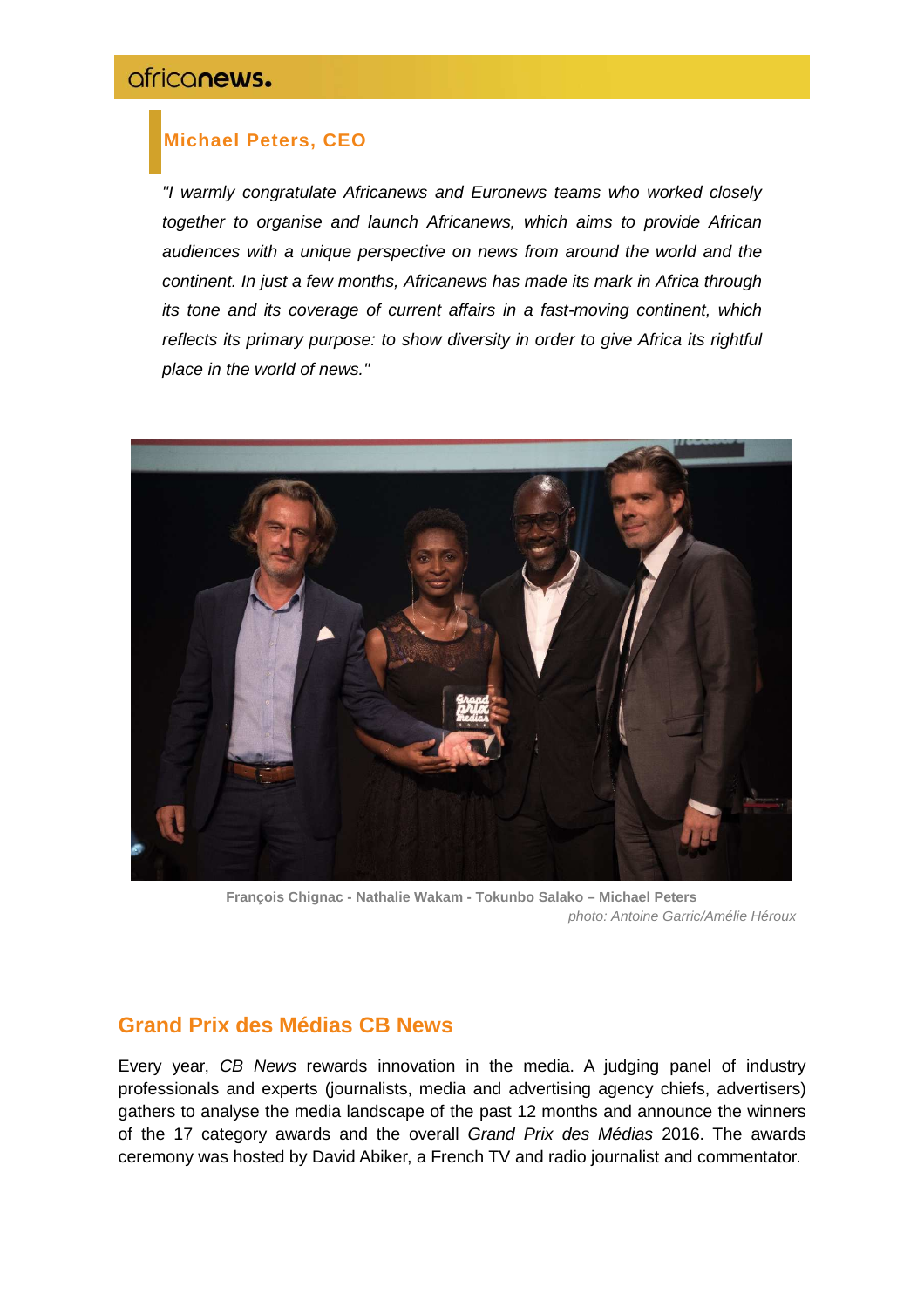### Michael Peters, CEO

*"I warmly congratulate Africanews and Euronews teams who worked closely together to organise and launch Africanews, which aims to provide African audiences with a unique perspective on news from around the world and the continent. In just a few months, Africanews has made its mark in Africa through its tone and its coverage of current affairs in a fast-moving continent, which reflects its primary purpose: to show diversity in order to give Africa its rightful place in the world of news."*

**François Chignac - Nathalie Wakam - Tokunbo Salako – Michael Peters**

*photo: Antoine Garric/Amélie Héroux*

## Grand Prix des Médias CB News

Every year, *CB News* rewards innovation in the media. A judging panel of industry professionals and experts (journalists, media and advertising agency chiefs, advertisers) gathers to analyse the media landscape of the past 12 months and announce the winners of the 17 category awards and the overall *Grand Prix des Médias* 2016. The awards ceremony was hosted by David Abiker, a French TV and radio journalist and commentator.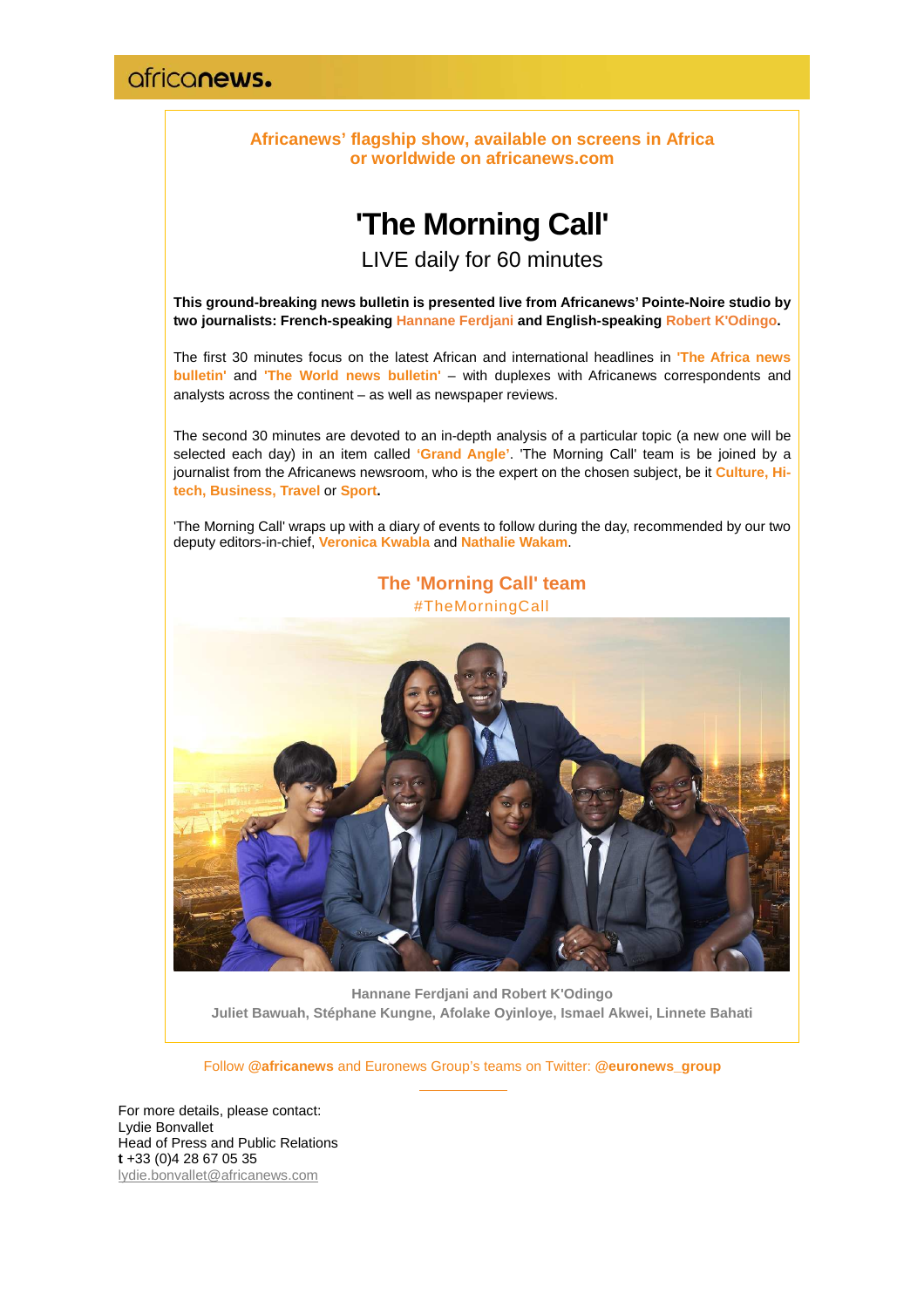africanews.

**Africanews' flagship show, available on screens in Africa or worldwide on africanews.com**

# 'The Morning Call'

## LIVE daily for 60 minutes

**This ground-breaking news bulletin is presented live from Africanews' Pointe-Noire studio by two journalists: French-speaking Hannane Ferdjani and English-speaking Robert K'Odingo.**

The first 30 minutes focus on the latest African and international headlines in **'The Africa news bulletin'** and **'The World news bulletin'** – with duplexes with Africanews correspondents and analysts across the continent – as well as newspaper reviews.

The second 30 minutes are devoted to an in-depth analysis of a particular topic (a new one will be selected each day) in an item called **'Grand Angle'**. 'The Morning Call' team is be joined by a journalist from the Africanews newsroom, who is the expert on the chosen subject, be it **Culture, Hi-tech, Business, Travel** or **Sport.**

'The Morning Call' wraps up with a diary of events to follow during the day, recommended by our two deputy editors-in-chief, **Veronica Kwabla** and **Nathalie Wakam**.

### The 'Morning Call' team

#TheMorningCall

**Hannane Ferdjani and Robert K'Odingo**
**Juliet Bawuah, Stéphane Kungne, Afolake Oyinloye, Ismael Akwei, Linnete Bahati**

Follow **@africanews** and Euronews Group's teams on Twitter: **@euronews_group**

For more details, please contact:
Lydie Bonvallet
Head of Press and Public Relations
**t** +33 (0)4 28 67 05 35
lydie.bonvallet@africanews.com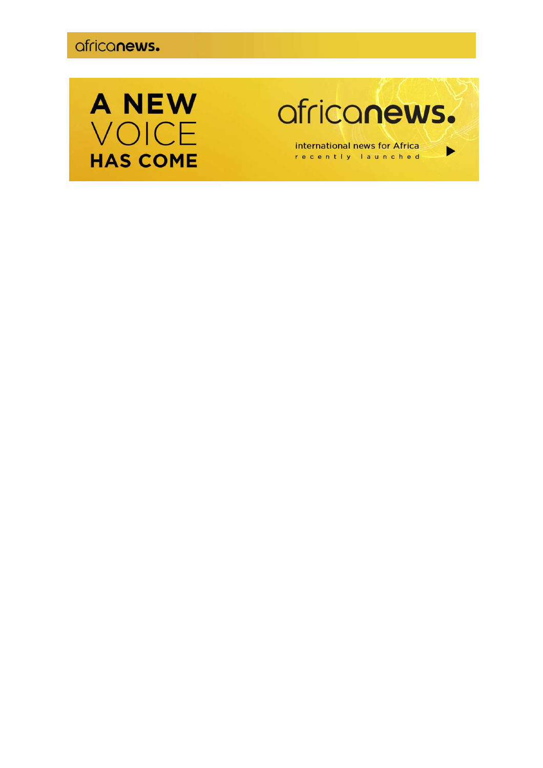A NEW VOICE HAS COME

africanews.

international news for Africa

recently launched